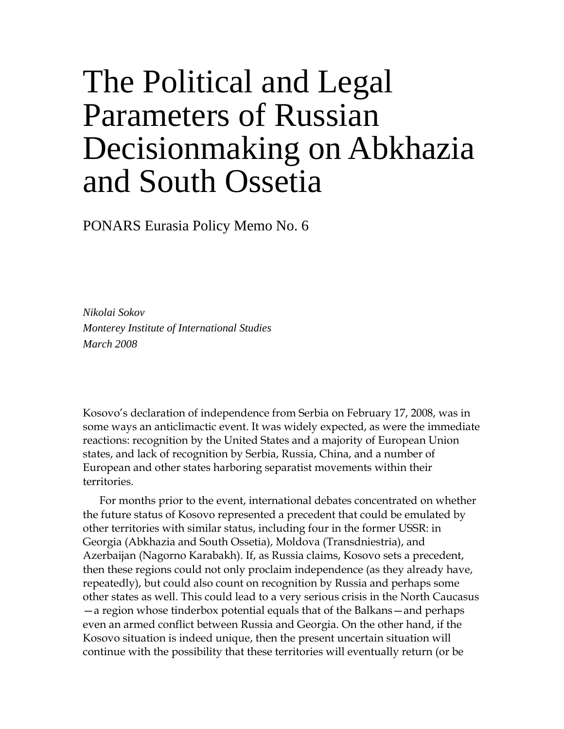# The Political and Legal Parameters of Russian Decisionmaking on Abkhazia and South Ossetia

PONARS Eurasia Policy Memo No. 6

*Nikolai Sokov*
*Monterey Institute of International Studies*
*March 2008*

Kosovo's declaration of independence from Serbia on February 17, 2008, was in some ways an anticlimactic event. It was widely expected, as were the immediate reactions: recognition by the United States and a majority of European Union states, and lack of recognition by Serbia, Russia, China, and a number of European and other states harboring separatist movements within their territories.

For months prior to the event, international debates concentrated on whether the future status of Kosovo represented a precedent that could be emulated by other territories with similar status, including four in the former USSR: in Georgia (Abkhazia and South Ossetia), Moldova (Transdniestria), and Azerbaijan (Nagorno Karabakh). If, as Russia claims, Kosovo sets a precedent, then these regions could not only proclaim independence (as they already have, repeatedly), but could also count on recognition by Russia and perhaps some other states as well. This could lead to a very serious crisis in the North Caucasus—a region whose tinderbox potential equals that of the Balkans—and perhaps even an armed conflict between Russia and Georgia. On the other hand, if the Kosovo situation is indeed unique, then the present uncertain situation will continue with the possibility that these territories will eventually return (or be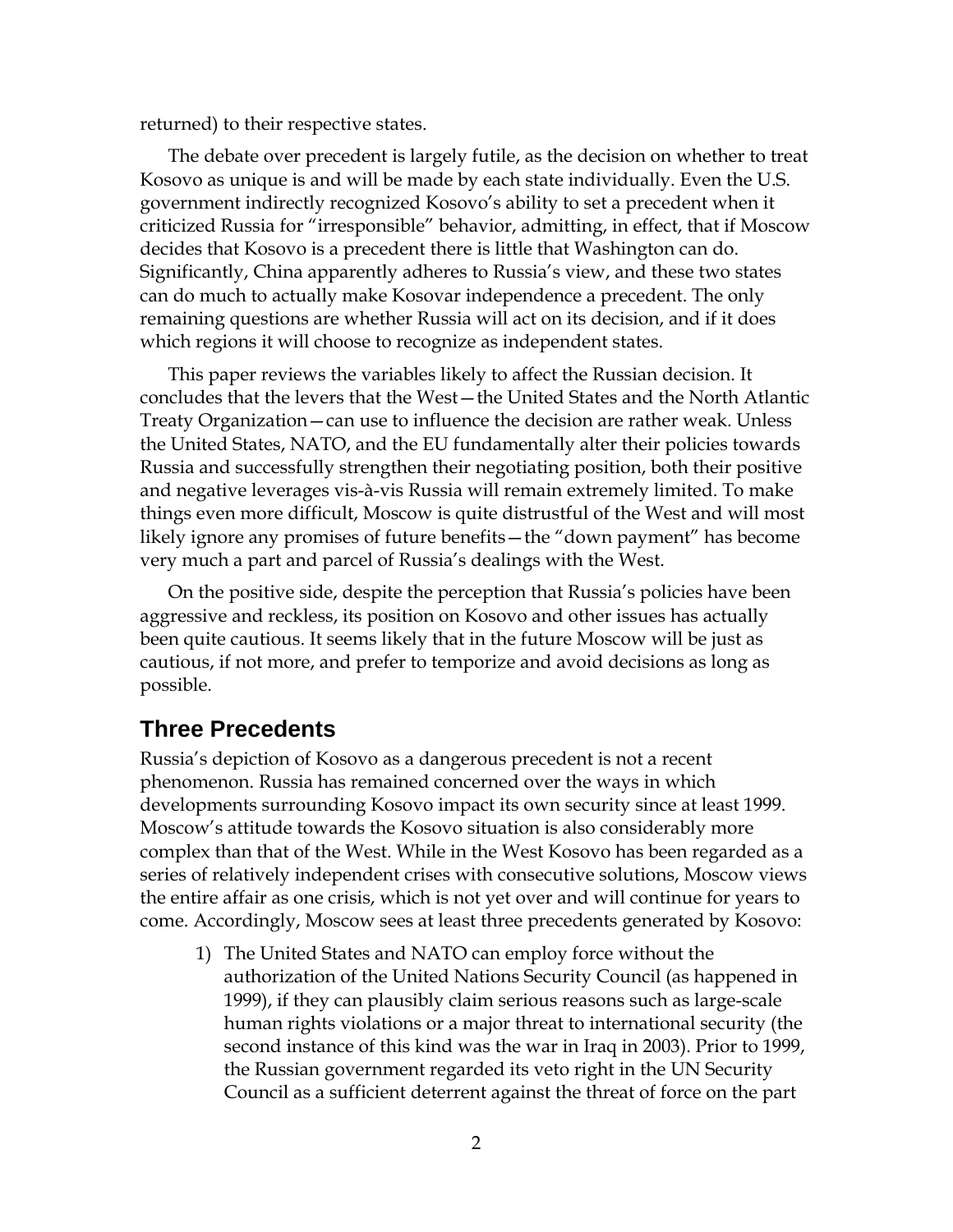returned) to their respective states.

The debate over precedent is largely futile, as the decision on whether to treat Kosovo as unique is and will be made by each state individually. Even the U.S. government indirectly recognized Kosovo's ability to set a precedent when it criticized Russia for "irresponsible" behavior, admitting, in effect, that if Moscow decides that Kosovo is a precedent there is little that Washington can do. Significantly, China apparently adheres to Russia's view, and these two states can do much to actually make Kosovar independence a precedent. The only remaining questions are whether Russia will act on its decision, and if it does which regions it will choose to recognize as independent states.

This paper reviews the variables likely to affect the Russian decision. It concludes that the levers that the West—the United States and the North Atlantic Treaty Organization—can use to influence the decision are rather weak. Unless the United States, NATO, and the EU fundamentally alter their policies towards Russia and successfully strengthen their negotiating position, both their positive and negative leverages vis-à-vis Russia will remain extremely limited. To make things even more difficult, Moscow is quite distrustful of the West and will most likely ignore any promises of future benefits—the "down payment" has become very much a part and parcel of Russia's dealings with the West.

On the positive side, despite the perception that Russia's policies have been aggressive and reckless, its position on Kosovo and other issues has actually been quite cautious. It seems likely that in the future Moscow will be just as cautious, if not more, and prefer to temporize and avoid decisions as long as possible.

## Three Precedents

Russia's depiction of Kosovo as a dangerous precedent is not a recent phenomenon. Russia has remained concerned over the ways in which developments surrounding Kosovo impact its own security since at least 1999. Moscow's attitude towards the Kosovo situation is also considerably more complex than that of the West. While in the West Kosovo has been regarded as a series of relatively independent crises with consecutive solutions, Moscow views the entire affair as one crisis, which is not yet over and will continue for years to come. Accordingly, Moscow sees at least three precedents generated by Kosovo:

1) The United States and NATO can employ force without the authorization of the United Nations Security Council (as happened in 1999), if they can plausibly claim serious reasons such as large-scale human rights violations or a major threat to international security (the second instance of this kind was the war in Iraq in 2003). Prior to 1999, the Russian government regarded its veto right in the UN Security Council as a sufficient deterrent against the threat of force on the part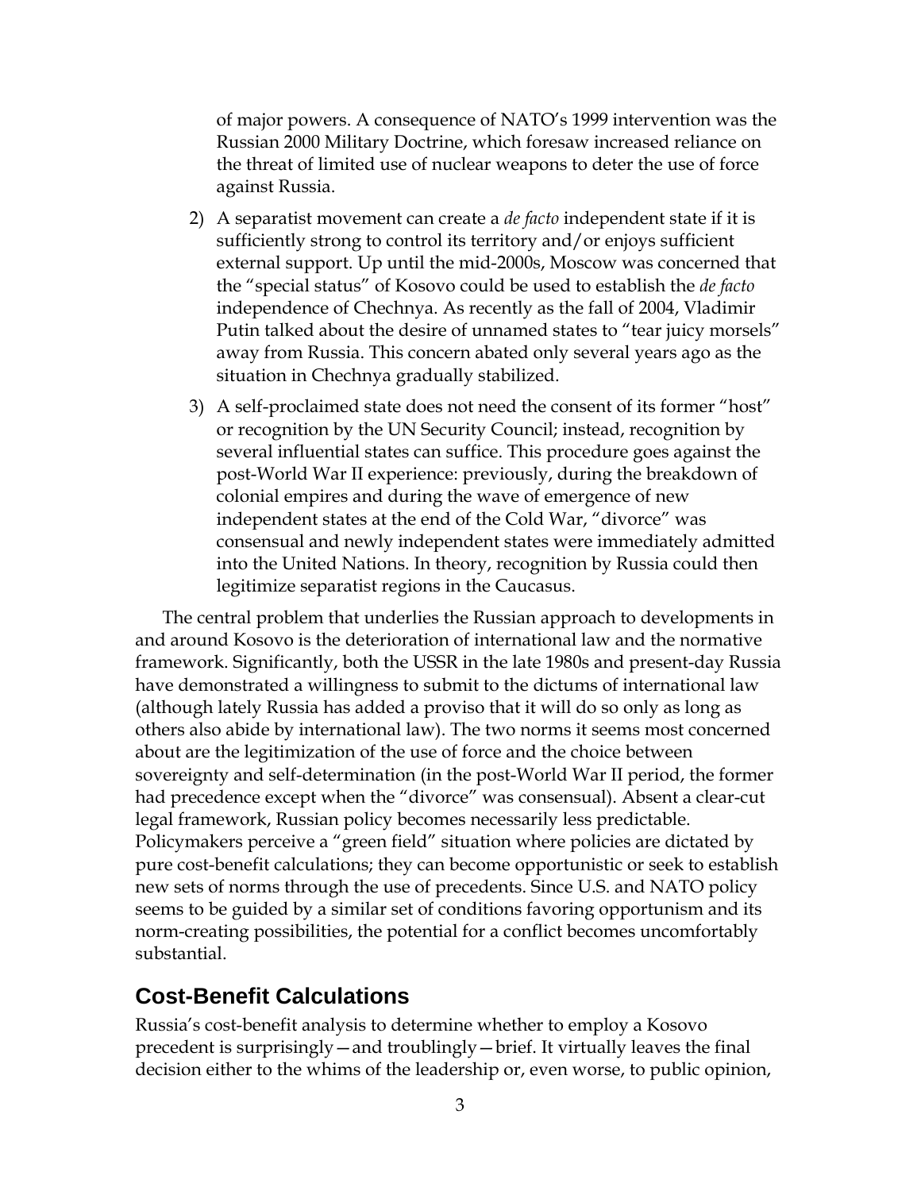of major powers. A consequence of NATO's 1999 intervention was the Russian 2000 Military Doctrine, which foresaw increased reliance on the threat of limited use of nuclear weapons to deter the use of force against Russia.

2) A separatist movement can create a *de facto* independent state if it is sufficiently strong to control its territory and/or enjoys sufficient external support. Up until the mid-2000s, Moscow was concerned that the "special status" of Kosovo could be used to establish the *de facto* independence of Chechnya. As recently as the fall of 2004, Vladimir Putin talked about the desire of unnamed states to "tear juicy morsels" away from Russia. This concern abated only several years ago as the situation in Chechnya gradually stabilized.

3) A self-proclaimed state does not need the consent of its former "host" or recognition by the UN Security Council; instead, recognition by several influential states can suffice. This procedure goes against the post-World War II experience: previously, during the breakdown of colonial empires and during the wave of emergence of new independent states at the end of the Cold War, "divorce" was consensual and newly independent states were immediately admitted into the United Nations. In theory, recognition by Russia could then legitimize separatist regions in the Caucasus.

The central problem that underlies the Russian approach to developments in and around Kosovo is the deterioration of international law and the normative framework. Significantly, both the USSR in the late 1980s and present-day Russia have demonstrated a willingness to submit to the dictums of international law (although lately Russia has added a proviso that it will do so only as long as others also abide by international law). The two norms it seems most concerned about are the legitimization of the use of force and the choice between sovereignty and self-determination (in the post-World War II period, the former had precedence except when the "divorce" was consensual). Absent a clear-cut legal framework, Russian policy becomes necessarily less predictable. Policymakers perceive a "green field" situation where policies are dictated by pure cost-benefit calculations; they can become opportunistic or seek to establish new sets of norms through the use of precedents. Since U.S. and NATO policy seems to be guided by a similar set of conditions favoring opportunism and its norm-creating possibilities, the potential for a conflict becomes uncomfortably substantial.

## Cost-Benefit Calculations

Russia's cost-benefit analysis to determine whether to employ a Kosovo precedent is surprisingly—and troublingly—brief. It virtually leaves the final decision either to the whims of the leadership or, even worse, to public opinion,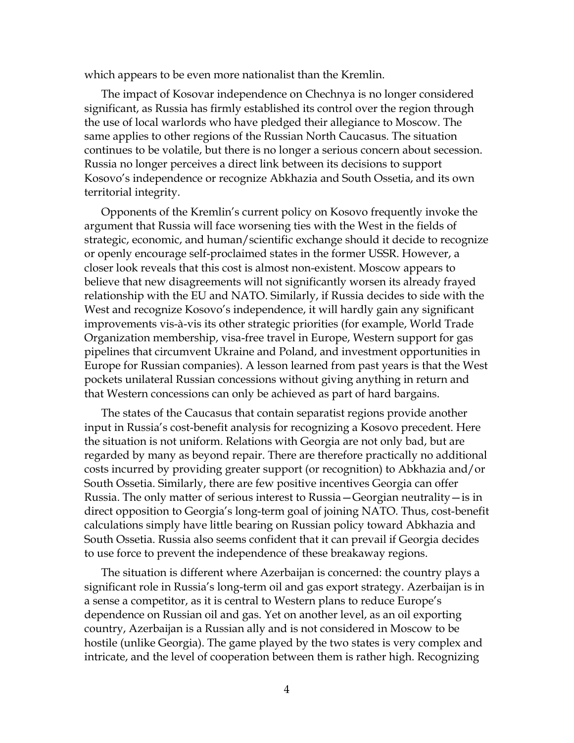which appears to be even more nationalist than the Kremlin.

The impact of Kosovar independence on Chechnya is no longer considered significant, as Russia has firmly established its control over the region through the use of local warlords who have pledged their allegiance to Moscow. The same applies to other regions of the Russian North Caucasus. The situation continues to be volatile, but there is no longer a serious concern about secession. Russia no longer perceives a direct link between its decisions to support Kosovo's independence or recognize Abkhazia and South Ossetia, and its own territorial integrity.

Opponents of the Kremlin's current policy on Kosovo frequently invoke the argument that Russia will face worsening ties with the West in the fields of strategic, economic, and human/scientific exchange should it decide to recognize or openly encourage self-proclaimed states in the former USSR. However, a closer look reveals that this cost is almost non-existent. Moscow appears to believe that new disagreements will not significantly worsen its already frayed relationship with the EU and NATO. Similarly, if Russia decides to side with the West and recognize Kosovo's independence, it will hardly gain any significant improvements vis-à-vis its other strategic priorities (for example, World Trade Organization membership, visa-free travel in Europe, Western support for gas pipelines that circumvent Ukraine and Poland, and investment opportunities in Europe for Russian companies). A lesson learned from past years is that the West pockets unilateral Russian concessions without giving anything in return and that Western concessions can only be achieved as part of hard bargains.

The states of the Caucasus that contain separatist regions provide another input in Russia's cost-benefit analysis for recognizing a Kosovo precedent. Here the situation is not uniform. Relations with Georgia are not only bad, but are regarded by many as beyond repair. There are therefore practically no additional costs incurred by providing greater support (or recognition) to Abkhazia and/or South Ossetia. Similarly, there are few positive incentives Georgia can offer Russia. The only matter of serious interest to Russia—Georgian neutrality—is in direct opposition to Georgia's long-term goal of joining NATO. Thus, cost-benefit calculations simply have little bearing on Russian policy toward Abkhazia and South Ossetia. Russia also seems confident that it can prevail if Georgia decides to use force to prevent the independence of these breakaway regions.

The situation is different where Azerbaijan is concerned: the country plays a significant role in Russia's long-term oil and gas export strategy. Azerbaijan is in a sense a competitor, as it is central to Western plans to reduce Europe's dependence on Russian oil and gas. Yet on another level, as an oil exporting country, Azerbaijan is a Russian ally and is not considered in Moscow to be hostile (unlike Georgia). The game played by the two states is very complex and intricate, and the level of cooperation between them is rather high. Recognizing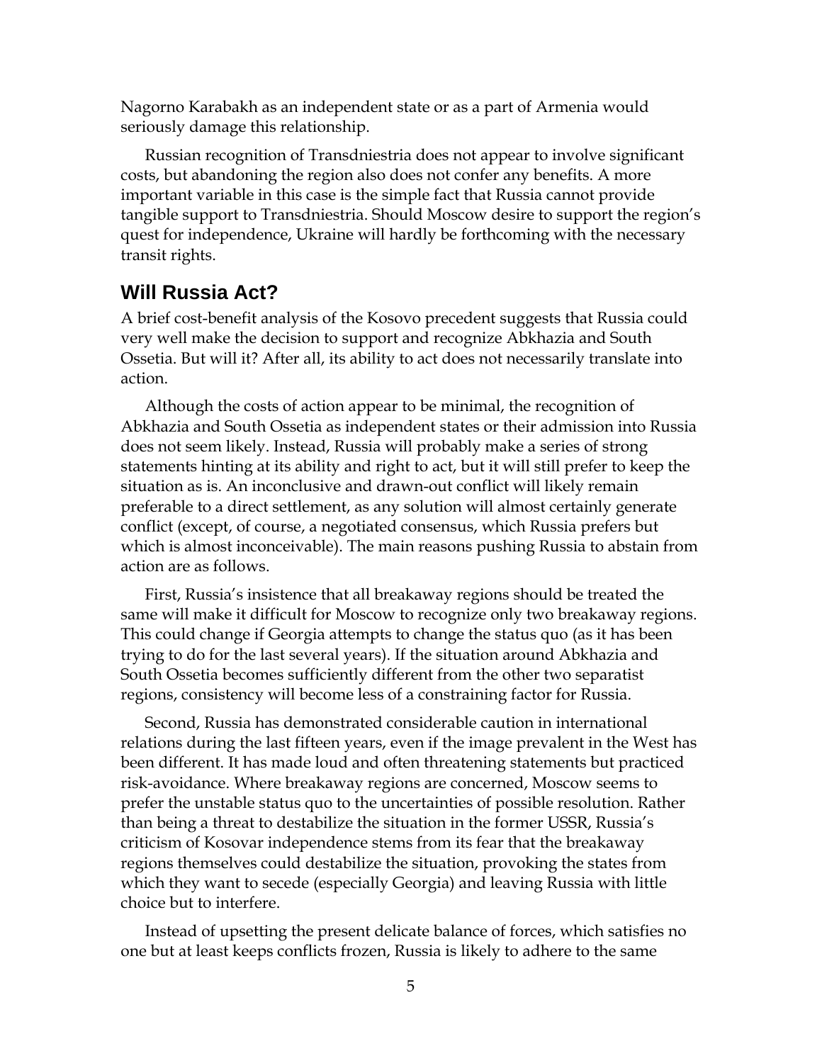Nagorno Karabakh as an independent state or as a part of Armenia would seriously damage this relationship.

Russian recognition of Transdniestria does not appear to involve significant costs, but abandoning the region also does not confer any benefits. A more important variable in this case is the simple fact that Russia cannot provide tangible support to Transdniestria. Should Moscow desire to support the region's quest for independence, Ukraine will hardly be forthcoming with the necessary transit rights.

## Will Russia Act?

A brief cost-benefit analysis of the Kosovo precedent suggests that Russia could very well make the decision to support and recognize Abkhazia and South Ossetia. But will it? After all, its ability to act does not necessarily translate into action.

Although the costs of action appear to be minimal, the recognition of Abkhazia and South Ossetia as independent states or their admission into Russia does not seem likely. Instead, Russia will probably make a series of strong statements hinting at its ability and right to act, but it will still prefer to keep the situation as is. An inconclusive and drawn-out conflict will likely remain preferable to a direct settlement, as any solution will almost certainly generate conflict (except, of course, a negotiated consensus, which Russia prefers but which is almost inconceivable). The main reasons pushing Russia to abstain from action are as follows.

First, Russia's insistence that all breakaway regions should be treated the same will make it difficult for Moscow to recognize only two breakaway regions. This could change if Georgia attempts to change the status quo (as it has been trying to do for the last several years). If the situation around Abkhazia and South Ossetia becomes sufficiently different from the other two separatist regions, consistency will become less of a constraining factor for Russia.

Second, Russia has demonstrated considerable caution in international relations during the last fifteen years, even if the image prevalent in the West has been different. It has made loud and often threatening statements but practiced risk-avoidance. Where breakaway regions are concerned, Moscow seems to prefer the unstable status quo to the uncertainties of possible resolution. Rather than being a threat to destabilize the situation in the former USSR, Russia's criticism of Kosovar independence stems from its fear that the breakaway regions themselves could destabilize the situation, provoking the states from which they want to secede (especially Georgia) and leaving Russia with little choice but to interfere.

Instead of upsetting the present delicate balance of forces, which satisfies no one but at least keeps conflicts frozen, Russia is likely to adhere to the same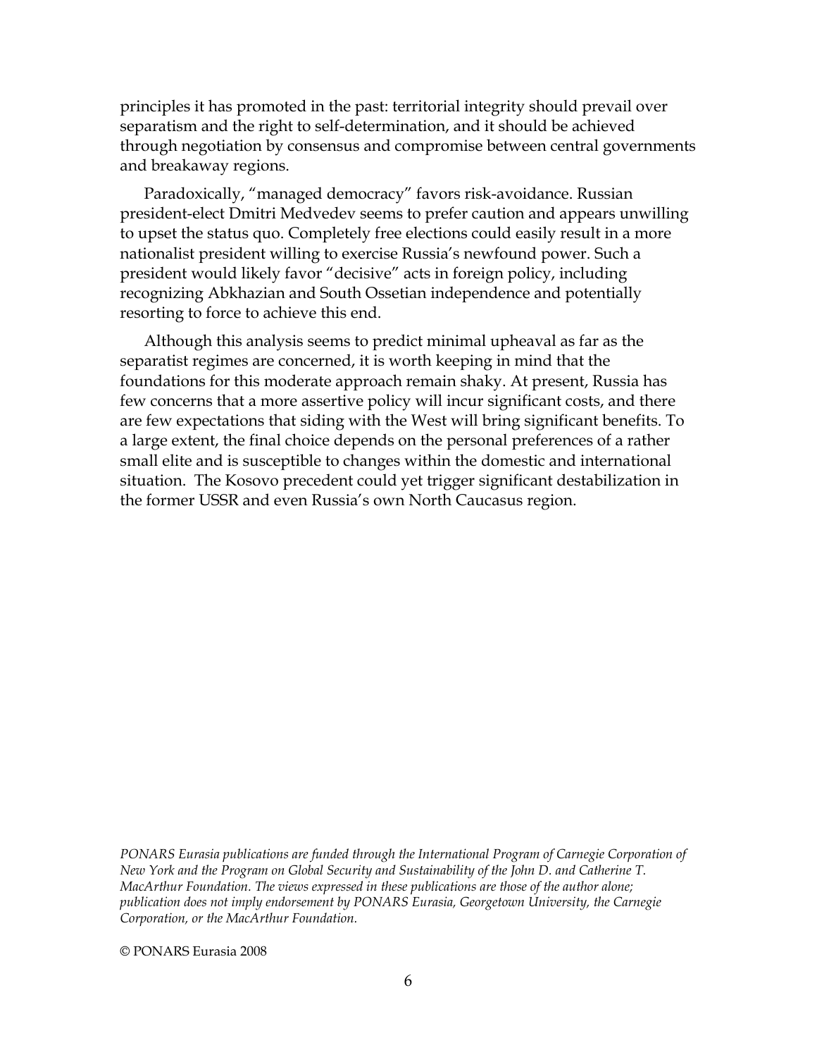principles it has promoted in the past: territorial integrity should prevail over separatism and the right to self-determination, and it should be achieved through negotiation by consensus and compromise between central governments and breakaway regions.

Paradoxically, "managed democracy" favors risk-avoidance. Russian president-elect Dmitri Medvedev seems to prefer caution and appears unwilling to upset the status quo. Completely free elections could easily result in a more nationalist president willing to exercise Russia's newfound power. Such a president would likely favor "decisive" acts in foreign policy, including recognizing Abkhazian and South Ossetian independence and potentially resorting to force to achieve this end.

Although this analysis seems to predict minimal upheaval as far as the separatist regimes are concerned, it is worth keeping in mind that the foundations for this moderate approach remain shaky. At present, Russia has few concerns that a more assertive policy will incur significant costs, and there are few expectations that siding with the West will bring significant benefits. To a large extent, the final choice depends on the personal preferences of a rather small elite and is susceptible to changes within the domestic and international situation. The Kosovo precedent could yet trigger significant destabilization in the former USSR and even Russia's own North Caucasus region.

*PONARS Eurasia publications are funded through the International Program of Carnegie Corporation of New York and the Program on Global Security and Sustainability of the John D. and Catherine T. MacArthur Foundation. The views expressed in these publications are those of the author alone; publication does not imply endorsement by PONARS Eurasia, Georgetown University, the Carnegie Corporation, or the MacArthur Foundation.*

© PONARS Eurasia 2008